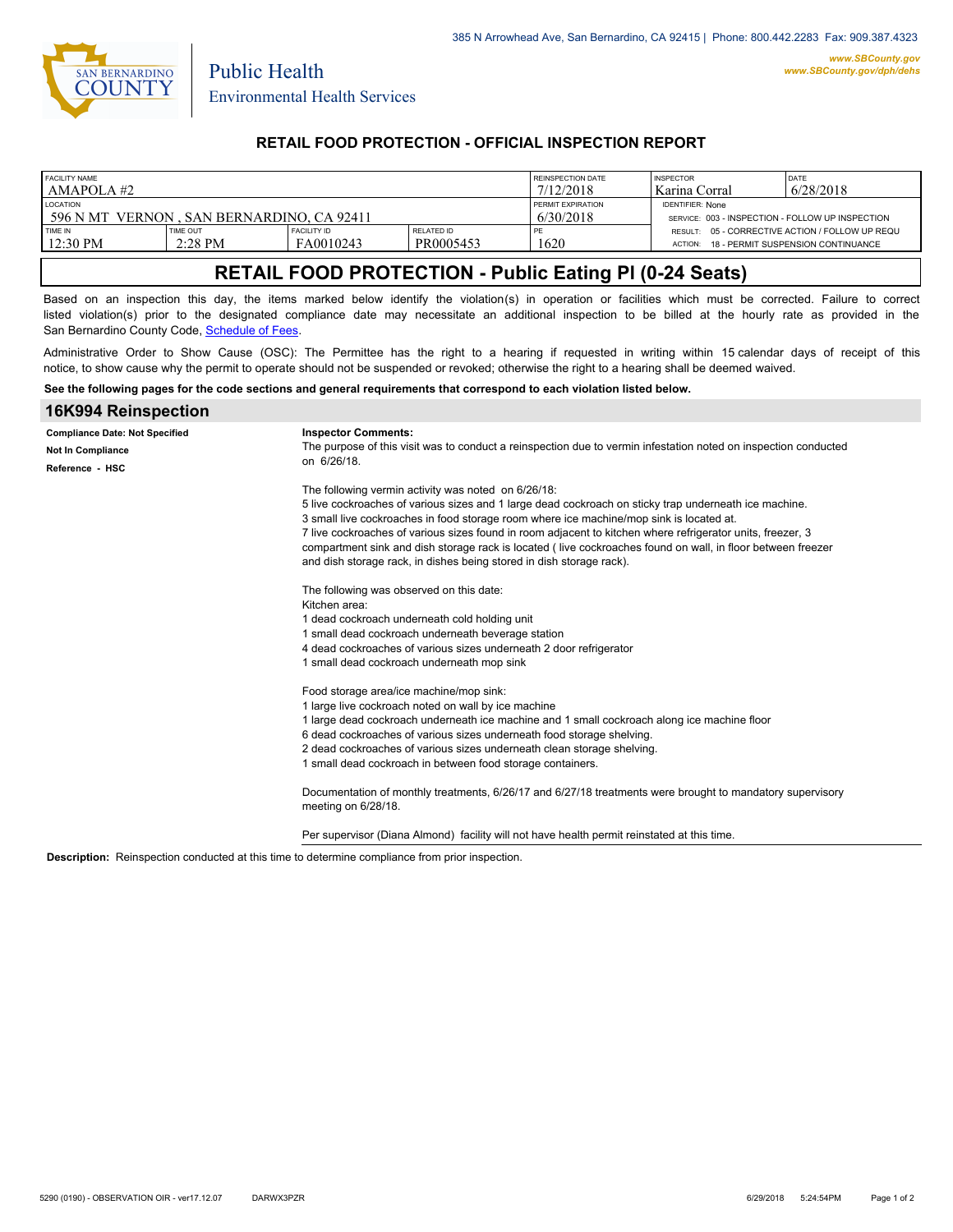385 N Arrowhead Ave, San Bernardino, CA 92415 | Phone: 800.442.2283 Fax: 909.387.4323

www.SBCounty.gov
www.SBCounty.gov/dph/dehs

Public Health
Environmental Health Services

## RETAIL FOOD PROTECTION - OFFICIAL INSPECTION REPORT

| FACILITY NAME | | | | REINSPECTION DATE | INSPECTOR | DATE |
|---|---|---|---|---|---|---|
| AMAPOLA #2 | | | | 7/12/2018 | Karina Corral | 6/28/2018 |
| LOCATION | | | | PERMIT EXPIRATION | IDENTIFIER: None | |
| 596 N MT VERNON , SAN BERNARDINO, CA 92411 | | | | 6/30/2018 | SERVICE: 003 - INSPECTION - FOLLOW UP INSPECTION | |
| TIME IN | TIME OUT | FACILITY ID | RELATED ID | PE | RESULT: 05 - CORRECTIVE ACTION / FOLLOW UP REQU | |
| 12:30 PM | 2:28 PM | FA0010243 | PR0005453 | 1620 | ACTION: 18 - PERMIT SUSPENSION CONTINUANCE | |

## RETAIL FOOD PROTECTION - Public Eating Pl (0-24 Seats)

Based on an inspection this day, the items marked below identify the violation(s) in operation or facilities which must be corrected. Failure to correct listed violation(s) prior to the designated compliance date may necessitate an additional inspection to be billed at the hourly rate as provided in the San Bernardino County Code, Schedule of Fees.

Administrative Order to Show Cause (OSC): The Permittee has the right to a hearing if requested in writing within 15 calendar days of receipt of this notice, to show cause why the permit to operate should not be suspended or revoked; otherwise the right to a hearing shall be deemed waived.

**See the following pages for the code sections and general requirements that correspond to each violation listed below.**

### 16K994 Reinspection

**Compliance Date: Not Specified**
**Not In Compliance**
**Reference - HSC**

**Inspector Comments:**
The purpose of this visit was to conduct a reinspection due to vermin infestation noted on inspection conducted on 6/26/18.

The following vermin activity was noted on 6/26/18:
5 live cockroaches of various sizes and 1 large dead cockroach on sticky trap underneath ice machine.
3 small live cockroaches in food storage room where ice machine/mop sink is located at.
7 live cockroaches of various sizes found in room adjacent to kitchen where refrigerator units, freezer, 3 compartment sink and dish storage rack is located ( live cockroaches found on wall, in floor between freezer and dish storage rack, in dishes being stored in dish storage rack).

The following was observed on this date:
Kitchen area:
1 dead cockroach underneath cold holding unit
1 small dead cockroach underneath beverage station
4 dead cockroaches of various sizes underneath 2 door refrigerator
1 small dead cockroach underneath mop sink

Food storage area/ice machine/mop sink:
1 large live cockroach noted on wall by ice machine
1 large dead cockroach underneath ice machine and 1 small cockroach along ice machine floor
6 dead cockroaches of various sizes underneath food storage shelving.
2 dead cockroaches of various sizes underneath clean storage shelving.
1 small dead cockroach in between food storage containers.

Documentation of monthly treatments, 6/26/17 and 6/27/18 treatments were brought to mandatory supervisory meeting on 6/28/18.

Per supervisor (Diana Almond) facility will not have health permit reinstated at this time.

**Description:** Reinspection conducted at this time to determine compliance from prior inspection.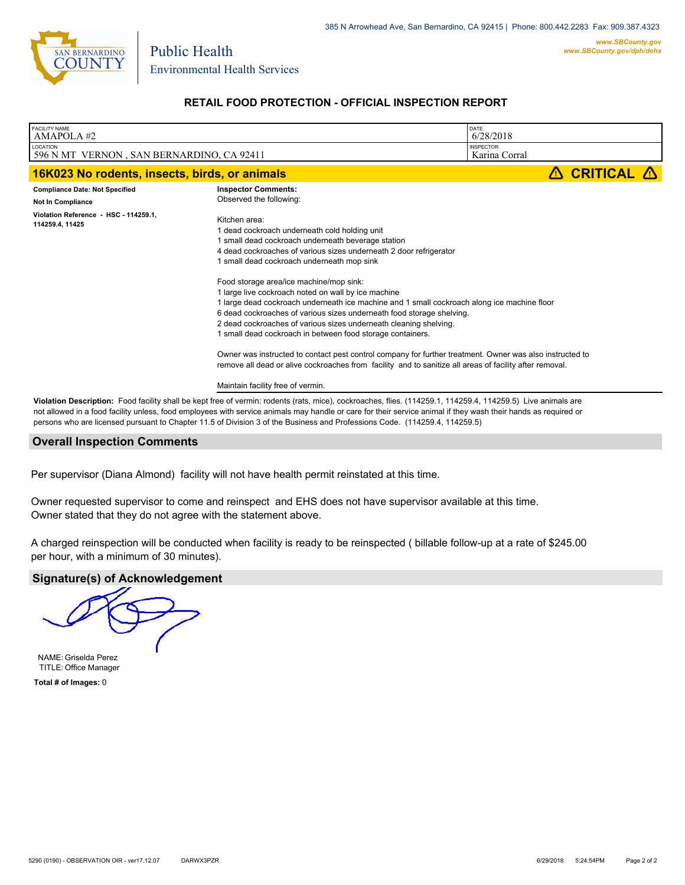385 N Arrowhead Ave, San Bernardino, CA 92415 | Phone: 800.442.2283 Fax: 909.387.4323

www.SBCounty.gov
www.SBCounty.gov/dph/dehs

SAN BERNARDINO COUNTY

Public Health
Environmental Health Services

## RETAIL FOOD PROTECTION - OFFICIAL INSPECTION REPORT

| FACILITY NAME | DATE |
|---|---|
| AMAPOLA #2 | 6/28/2018 |
| **LOCATION** | **INSPECTOR** |
| 596 N MT VERNON , SAN BERNARDINO, CA 92411 | Karina Corral |

### 16K023 No rodents, insects, birds, or animals — ⚠ CRITICAL ⚠

**Compliance Date: Not Specified**

**Not In Compliance**

**Violation Reference - HSC - 114259.1, 114259.4, 11425**

**Inspector Comments:**
Observed the following:

Kitchen area:
1 dead cockroach underneath cold holding unit
1 small dead cockroach underneath beverage station
4 dead cockroaches of various sizes underneath 2 door refrigerator
1 small dead cockroach underneath mop sink

Food storage area/ice machine/mop sink:
1 large live cockroach noted on wall by ice machine
1 large dead cockroach underneath ice machine and 1 small cockroach along ice machine floor
6 dead cockroaches of various sizes underneath food storage shelving.
2 dead cockroaches of various sizes underneath cleaning shelving.
1 small dead cockroach in between food storage containers.

Owner was instructed to contact pest control company for further treatment. Owner was also instructed to remove all dead or alive cockroaches from facility and to sanitize all areas of facility after removal.

Maintain facility free of vermin.

**Violation Description:** Food facility shall be kept free of vermin: rodents (rats, mice), cockroaches, flies. (114259.1, 114259.4, 114259.5) Live animals are not allowed in a food facility unless, food employees with service animals may handle or care for their service animal if they wash their hands as required or persons who are licensed pursuant to Chapter 11.5 of Division 3 of the Business and Professions Code. (114259.4, 114259.5)

## Overall Inspection Comments

Per supervisor (Diana Almond) facility will not have health permit reinstated at this time.

Owner requested supervisor to come and reinspect and EHS does not have supervisor available at this time.
Owner stated that they do not agree with the statement above.

A charged reinspection will be conducted when facility is ready to be reinspected ( billable follow-up at a rate of $245.00 per hour, with a minimum of 30 minutes).

## Signature(s) of Acknowledgement

NAME: Griselda Perez
TITLE: Office Manager

**Total # of Images:** 0

5290 (0190) - OBSERVATION OIR - ver17.12.07 DARWX3PZR 6/29/2018 5:24:54PM